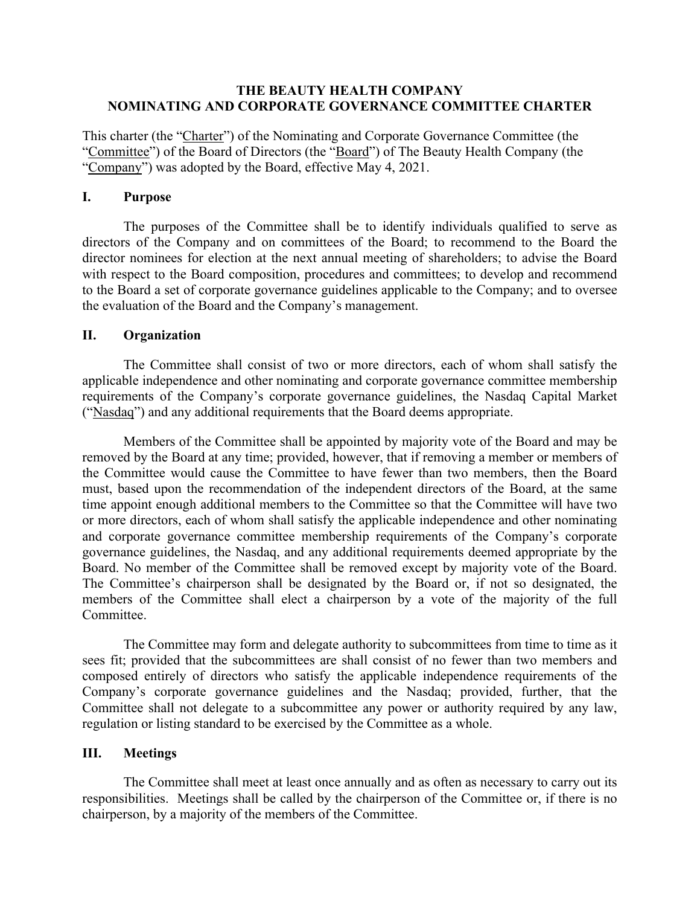# THE BEAUTY HEALTH COMPANY
# NOMINATING AND CORPORATE GOVERNANCE COMMITTEE CHARTER

This charter (the "Charter") of the Nominating and Corporate Governance Committee (the "Committee") of the Board of Directors (the "Board") of The Beauty Health Company (the "Company") was adopted by the Board, effective May 4, 2021.

## I. Purpose

The purposes of the Committee shall be to identify individuals qualified to serve as directors of the Company and on committees of the Board; to recommend to the Board the director nominees for election at the next annual meeting of shareholders; to advise the Board with respect to the Board composition, procedures and committees; to develop and recommend to the Board a set of corporate governance guidelines applicable to the Company; and to oversee the evaluation of the Board and the Company's management.

## II. Organization

The Committee shall consist of two or more directors, each of whom shall satisfy the applicable independence and other nominating and corporate governance committee membership requirements of the Company's corporate governance guidelines, the Nasdaq Capital Market ("Nasdaq") and any additional requirements that the Board deems appropriate.

Members of the Committee shall be appointed by majority vote of the Board and may be removed by the Board at any time; provided, however, that if removing a member or members of the Committee would cause the Committee to have fewer than two members, then the Board must, based upon the recommendation of the independent directors of the Board, at the same time appoint enough additional members to the Committee so that the Committee will have two or more directors, each of whom shall satisfy the applicable independence and other nominating and corporate governance committee membership requirements of the Company's corporate governance guidelines, the Nasdaq, and any additional requirements deemed appropriate by the Board. No member of the Committee shall be removed except by majority vote of the Board. The Committee's chairperson shall be designated by the Board or, if not so designated, the members of the Committee shall elect a chairperson by a vote of the majority of the full Committee.

The Committee may form and delegate authority to subcommittees from time to time as it sees fit; provided that the subcommittees are shall consist of no fewer than two members and composed entirely of directors who satisfy the applicable independence requirements of the Company's corporate governance guidelines and the Nasdaq; provided, further, that the Committee shall not delegate to a subcommittee any power or authority required by any law, regulation or listing standard to be exercised by the Committee as a whole.

## III. Meetings

The Committee shall meet at least once annually and as often as necessary to carry out its responsibilities. Meetings shall be called by the chairperson of the Committee or, if there is no chairperson, by a majority of the members of the Committee.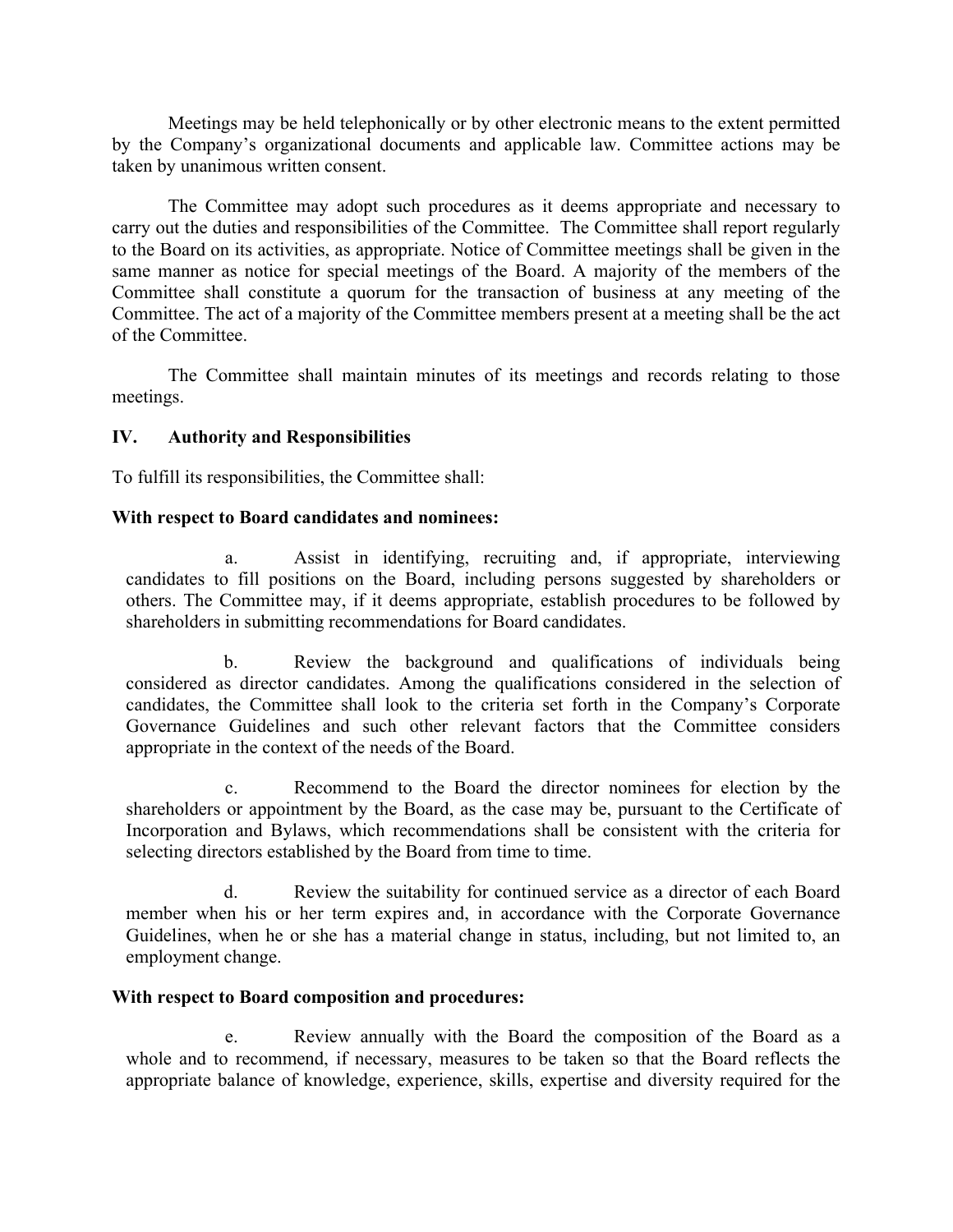Meetings may be held telephonically or by other electronic means to the extent permitted by the Company's organizational documents and applicable law. Committee actions may be taken by unanimous written consent.

The Committee may adopt such procedures as it deems appropriate and necessary to carry out the duties and responsibilities of the Committee. The Committee shall report regularly to the Board on its activities, as appropriate. Notice of Committee meetings shall be given in the same manner as notice for special meetings of the Board. A majority of the members of the Committee shall constitute a quorum for the transaction of business at any meeting of the Committee. The act of a majority of the Committee members present at a meeting shall be the act of the Committee.

The Committee shall maintain minutes of its meetings and records relating to those meetings.

## IV. Authority and Responsibilities

To fulfill its responsibilities, the Committee shall:

**With respect to Board candidates and nominees:**

a. Assist in identifying, recruiting and, if appropriate, interviewing candidates to fill positions on the Board, including persons suggested by shareholders or others. The Committee may, if it deems appropriate, establish procedures to be followed by shareholders in submitting recommendations for Board candidates.

b. Review the background and qualifications of individuals being considered as director candidates. Among the qualifications considered in the selection of candidates, the Committee shall look to the criteria set forth in the Company's Corporate Governance Guidelines and such other relevant factors that the Committee considers appropriate in the context of the needs of the Board.

c. Recommend to the Board the director nominees for election by the shareholders or appointment by the Board, as the case may be, pursuant to the Certificate of Incorporation and Bylaws, which recommendations shall be consistent with the criteria for selecting directors established by the Board from time to time.

d. Review the suitability for continued service as a director of each Board member when his or her term expires and, in accordance with the Corporate Governance Guidelines, when he or she has a material change in status, including, but not limited to, an employment change.

**With respect to Board composition and procedures:**

e. Review annually with the Board the composition of the Board as a whole and to recommend, if necessary, measures to be taken so that the Board reflects the appropriate balance of knowledge, experience, skills, expertise and diversity required for the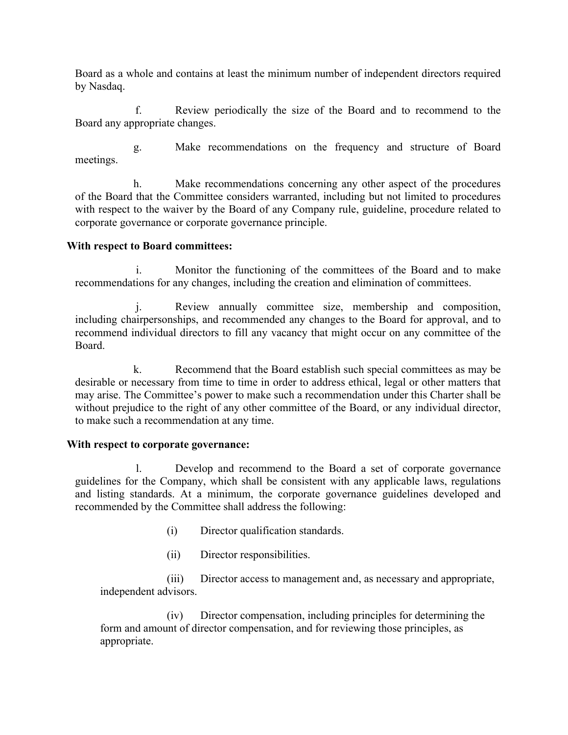Board as a whole and contains at least the minimum number of independent directors required by Nasdaq.

f. Review periodically the size of the Board and to recommend to the Board any appropriate changes.

g. Make recommendations on the frequency and structure of Board meetings.

h. Make recommendations concerning any other aspect of the procedures of the Board that the Committee considers warranted, including but not limited to procedures with respect to the waiver by the Board of any Company rule, guideline, procedure related to corporate governance or corporate governance principle.

**With respect to Board committees:**

i. Monitor the functioning of the committees of the Board and to make recommendations for any changes, including the creation and elimination of committees.

j. Review annually committee size, membership and composition, including chairpersonships, and recommended any changes to the Board for approval, and to recommend individual directors to fill any vacancy that might occur on any committee of the Board.

k. Recommend that the Board establish such special committees as may be desirable or necessary from time to time in order to address ethical, legal or other matters that may arise. The Committee's power to make such a recommendation under this Charter shall be without prejudice to the right of any other committee of the Board, or any individual director, to make such a recommendation at any time.

**With respect to corporate governance:**

l. Develop and recommend to the Board a set of corporate governance guidelines for the Company, which shall be consistent with any applicable laws, regulations and listing standards. At a minimum, the corporate governance guidelines developed and recommended by the Committee shall address the following:

(i) Director qualification standards.

(ii) Director responsibilities.

(iii) Director access to management and, as necessary and appropriate, independent advisors.

(iv) Director compensation, including principles for determining the form and amount of director compensation, and for reviewing those principles, as appropriate.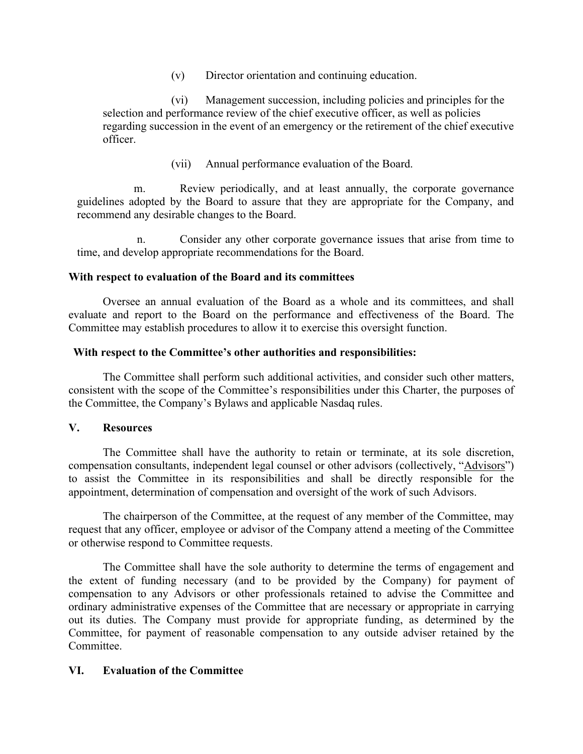(v) Director orientation and continuing education.

(vi) Management succession, including policies and principles for the selection and performance review of the chief executive officer, as well as policies regarding succession in the event of an emergency or the retirement of the chief executive officer.

(vii) Annual performance evaluation of the Board.

m. Review periodically, and at least annually, the corporate governance guidelines adopted by the Board to assure that they are appropriate for the Company, and recommend any desirable changes to the Board.

n. Consider any other corporate governance issues that arise from time to time, and develop appropriate recommendations for the Board.

**With respect to evaluation of the Board and its committees**

Oversee an annual evaluation of the Board as a whole and its committees, and shall evaluate and report to the Board on the performance and effectiveness of the Board. The Committee may establish procedures to allow it to exercise this oversight function.

**With respect to the Committee's other authorities and responsibilities:**

The Committee shall perform such additional activities, and consider such other matters, consistent with the scope of the Committee's responsibilities under this Charter, the purposes of the Committee, the Company's Bylaws and applicable Nasdaq rules.

## V. Resources

The Committee shall have the authority to retain or terminate, at its sole discretion, compensation consultants, independent legal counsel or other advisors (collectively, "Advisors") to assist the Committee in its responsibilities and shall be directly responsible for the appointment, determination of compensation and oversight of the work of such Advisors.

The chairperson of the Committee, at the request of any member of the Committee, may request that any officer, employee or advisor of the Company attend a meeting of the Committee or otherwise respond to Committee requests.

The Committee shall have the sole authority to determine the terms of engagement and the extent of funding necessary (and to be provided by the Company) for payment of compensation to any Advisors or other professionals retained to advise the Committee and ordinary administrative expenses of the Committee that are necessary or appropriate in carrying out its duties. The Company must provide for appropriate funding, as determined by the Committee, for payment of reasonable compensation to any outside adviser retained by the Committee.

## VI. Evaluation of the Committee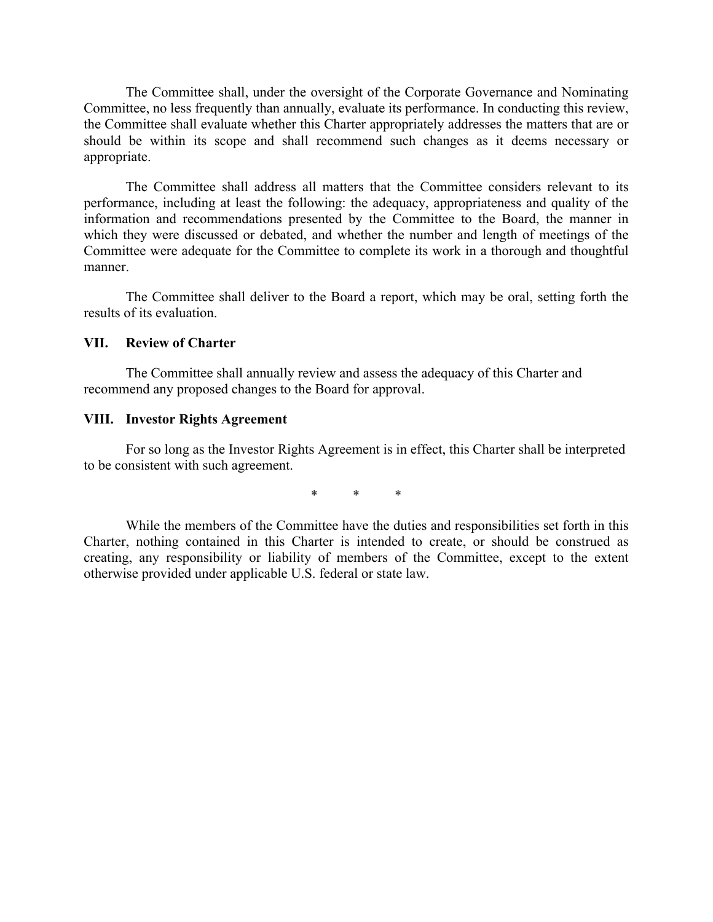The Committee shall, under the oversight of the Corporate Governance and Nominating Committee, no less frequently than annually, evaluate its performance. In conducting this review, the Committee shall evaluate whether this Charter appropriately addresses the matters that are or should be within its scope and shall recommend such changes as it deems necessary or appropriate.

The Committee shall address all matters that the Committee considers relevant to its performance, including at least the following: the adequacy, appropriateness and quality of the information and recommendations presented by the Committee to the Board, the manner in which they were discussed or debated, and whether the number and length of meetings of the Committee were adequate for the Committee to complete its work in a thorough and thoughtful manner.

The Committee shall deliver to the Board a report, which may be oral, setting forth the results of its evaluation.

## VII. Review of Charter

The Committee shall annually review and assess the adequacy of this Charter and recommend any proposed changes to the Board for approval.

## VIII. Investor Rights Agreement

For so long as the Investor Rights Agreement is in effect, this Charter shall be interpreted to be consistent with such agreement.

\* \* \*

While the members of the Committee have the duties and responsibilities set forth in this Charter, nothing contained in this Charter is intended to create, or should be construed as creating, any responsibility or liability of members of the Committee, except to the extent otherwise provided under applicable U.S. federal or state law.